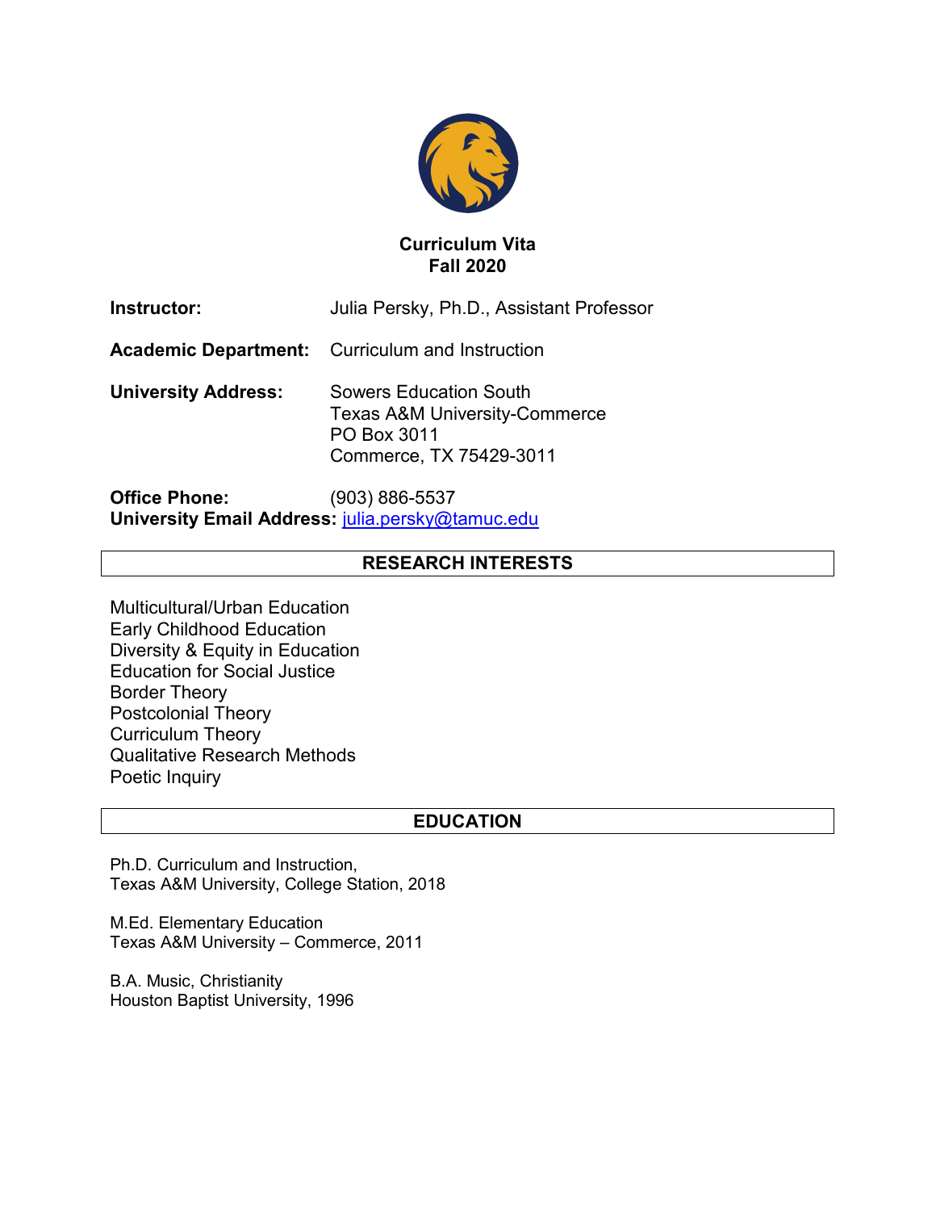# Curriculum Vita
## Fall 2020

**Instructor:** Julia Persky, Ph.D., Assistant Professor

**Academic Department:** Curriculum and Instruction

**University Address:** Sowers Education South
Texas A&M University-Commerce
PO Box 3011
Commerce, TX 75429-3011

**Office Phone:** (903) 886-5537
**University Email Address:** julia.persky@tamuc.edu

## RESEARCH INTERESTS

Multicultural/Urban Education
Early Childhood Education
Diversity & Equity in Education
Education for Social Justice
Border Theory
Postcolonial Theory
Curriculum Theory
Qualitative Research Methods
Poetic Inquiry

## EDUCATION

Ph.D. Curriculum and Instruction,
Texas A&M University, College Station, 2018

M.Ed. Elementary Education
Texas A&M University – Commerce, 2011

B.A. Music, Christianity
Houston Baptist University, 1996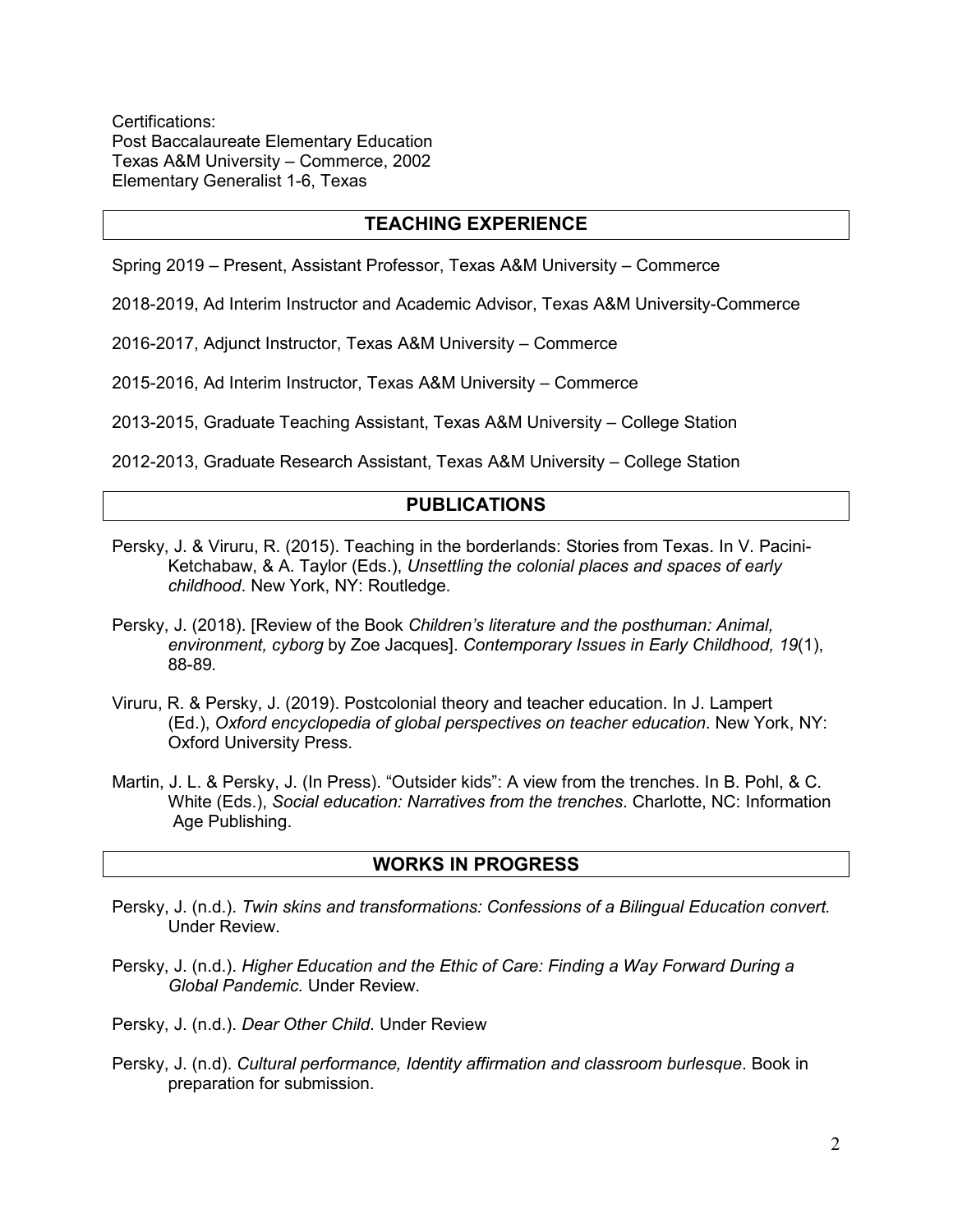Certifications:
Post Baccalaureate Elementary Education
Texas A&M University – Commerce, 2002
Elementary Generalist 1-6, Texas

## TEACHING EXPERIENCE

Spring 2019 – Present, Assistant Professor, Texas A&M University – Commerce

2018-2019, Ad Interim Instructor and Academic Advisor, Texas A&M University-Commerce

2016-2017, Adjunct Instructor, Texas A&M University – Commerce

2015-2016, Ad Interim Instructor, Texas A&M University – Commerce

2013-2015, Graduate Teaching Assistant, Texas A&M University – College Station

2012-2013, Graduate Research Assistant, Texas A&M University – College Station

## PUBLICATIONS

Persky, J. & Viruru, R. (2015). Teaching in the borderlands: Stories from Texas. In V. Pacini-Ketchabaw, & A. Taylor (Eds.), *Unsettling the colonial places and spaces of early childhood*. New York, NY: Routledge.

Persky, J. (2018). [Review of the Book *Children's literature and the posthuman: Animal, environment, cyborg* by Zoe Jacques]. *Contemporary Issues in Early Childhood, 19*(1), 88-89.

Viruru, R. & Persky, J. (2019). Postcolonial theory and teacher education. In J. Lampert (Ed.), *Oxford encyclopedia of global perspectives on teacher education*. New York, NY: Oxford University Press.

Martin, J. L. & Persky, J. (In Press). "Outsider kids": A view from the trenches. In B. Pohl, & C. White (Eds.), *Social education: Narratives from the trenches*. Charlotte, NC: Information Age Publishing.

## WORKS IN PROGRESS

Persky, J. (n.d.). *Twin skins and transformations: Confessions of a Bilingual Education convert.* Under Review.

Persky, J. (n.d.). *Higher Education and the Ethic of Care: Finding a Way Forward During a Global Pandemic.* Under Review.

Persky, J. (n.d.). *Dear Other Child*. Under Review

Persky, J. (n.d). *Cultural performance, Identity affirmation and classroom burlesque*. Book in preparation for submission.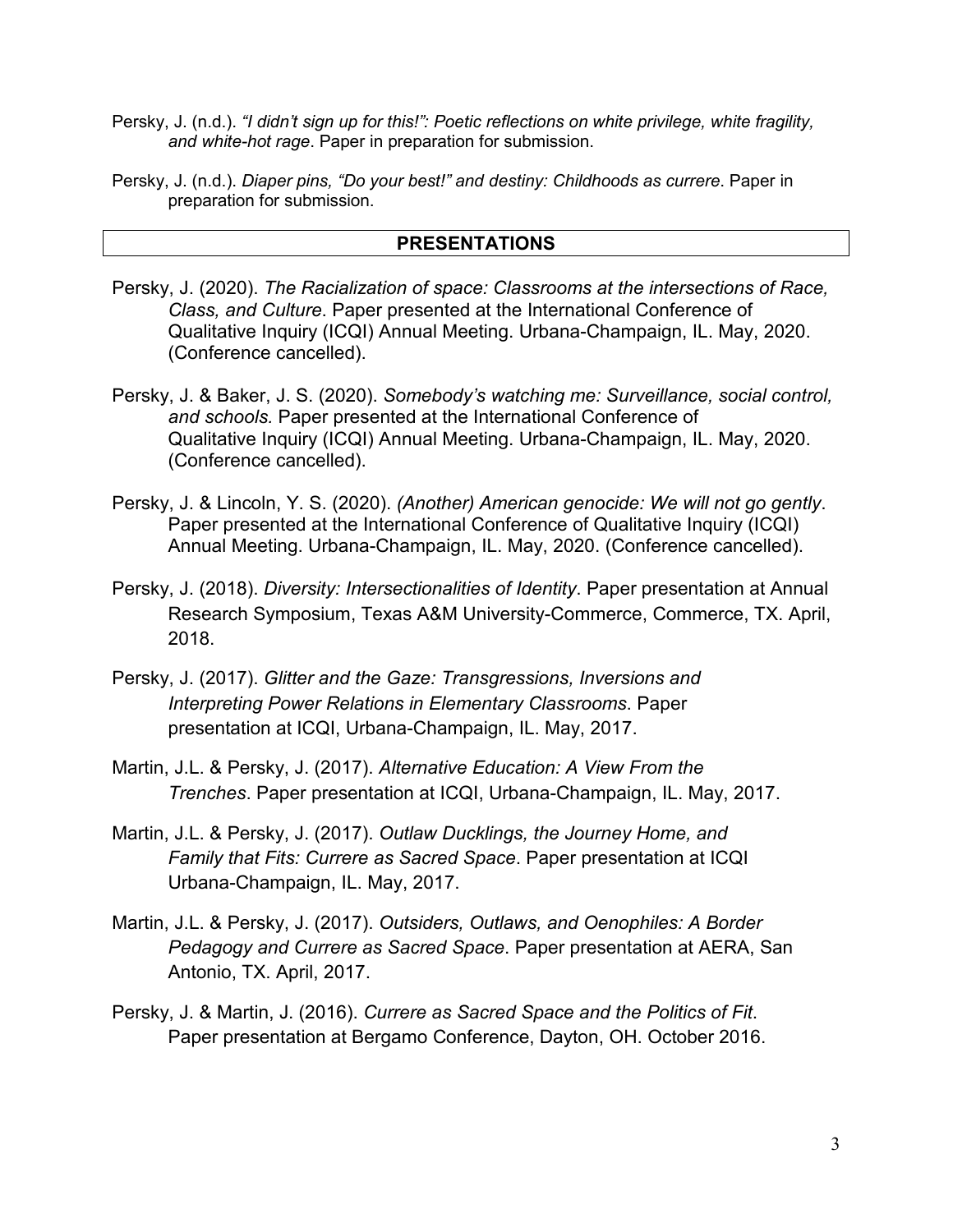Persky, J. (n.d.). *"I didn't sign up for this!": Poetic reflections on white privilege, white fragility, and white-hot rage*. Paper in preparation for submission.

Persky, J. (n.d.). *Diaper pins, "Do your best!" and destiny: Childhoods as currere*. Paper in preparation for submission.

## PRESENTATIONS

Persky, J. (2020). *The Racialization of space: Classrooms at the intersections of Race, Class, and Culture*. Paper presented at the International Conference of Qualitative Inquiry (ICQI) Annual Meeting. Urbana-Champaign, IL. May, 2020. (Conference cancelled).

Persky, J. & Baker, J. S. (2020). *Somebody's watching me: Surveillance, social control, and schools.* Paper presented at the International Conference of Qualitative Inquiry (ICQI) Annual Meeting. Urbana-Champaign, IL. May, 2020. (Conference cancelled).

Persky, J. & Lincoln, Y. S. (2020). *(Another) American genocide: We will not go gently*. Paper presented at the International Conference of Qualitative Inquiry (ICQI) Annual Meeting. Urbana-Champaign, IL. May, 2020. (Conference cancelled).

Persky, J. (2018). *Diversity: Intersectionalities of Identity*. Paper presentation at Annual Research Symposium, Texas A&M University-Commerce, Commerce, TX. April, 2018.

Persky, J. (2017). *Glitter and the Gaze: Transgressions, Inversions and Interpreting Power Relations in Elementary Classrooms*. Paper presentation at ICQI, Urbana-Champaign, IL. May, 2017.

Martin, J.L. & Persky, J. (2017). *Alternative Education: A View From the Trenches*. Paper presentation at ICQI, Urbana-Champaign, IL. May, 2017.

Martin, J.L. & Persky, J. (2017). *Outlaw Ducklings, the Journey Home, and Family that Fits: Currere as Sacred Space*. Paper presentation at ICQI Urbana-Champaign, IL. May, 2017.

Martin, J.L. & Persky, J. (2017). *Outsiders, Outlaws, and Oenophiles: A Border Pedagogy and Currere as Sacred Space*. Paper presentation at AERA, San Antonio, TX. April, 2017.

Persky, J. & Martin, J. (2016). *Currere as Sacred Space and the Politics of Fit*. Paper presentation at Bergamo Conference, Dayton, OH. October 2016.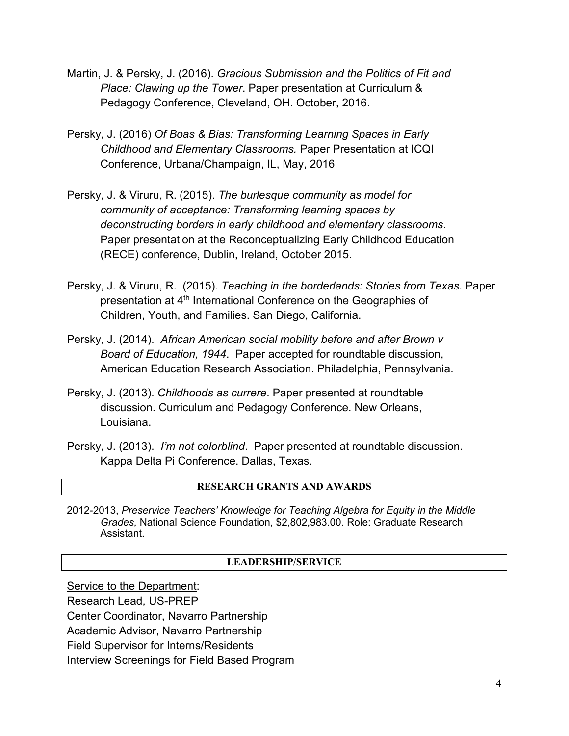Martin, J. & Persky, J. (2016). *Gracious Submission and the Politics of Fit and Place: Clawing up the Tower*. Paper presentation at Curriculum & Pedagogy Conference, Cleveland, OH. October, 2016.

Persky, J. (2016) *Of Boas & Bias: Transforming Learning Spaces in Early Childhood and Elementary Classrooms.* Paper Presentation at ICQI Conference, Urbana/Champaign, IL, May, 2016

Persky, J. & Viruru, R. (2015). *The burlesque community as model for community of acceptance: Transforming learning spaces by deconstructing borders in early childhood and elementary classrooms*. Paper presentation at the Reconceptualizing Early Childhood Education (RECE) conference, Dublin, Ireland, October 2015.

Persky, J. & Viruru, R. (2015). *Teaching in the borderlands: Stories from Texas*. Paper presentation at 4th International Conference on the Geographies of Children, Youth, and Families. San Diego, California.

Persky, J. (2014). *African American social mobility before and after Brown v Board of Education, 1944*. Paper accepted for roundtable discussion, American Education Research Association. Philadelphia, Pennsylvania.

Persky, J. (2013). *Childhoods as currere*. Paper presented at roundtable discussion. Curriculum and Pedagogy Conference. New Orleans, Louisiana.

Persky, J. (2013). *I'm not colorblind*. Paper presented at roundtable discussion. Kappa Delta Pi Conference. Dallas, Texas.

## RESEARCH GRANTS AND AWARDS

2012-2013, *Preservice Teachers' Knowledge for Teaching Algebra for Equity in the Middle Grades*, National Science Foundation, $2,802,983.00. Role: Graduate Research Assistant.

## LEADERSHIP/SERVICE

Service to the Department:

Research Lead, US-PREP

Center Coordinator, Navarro Partnership

Academic Advisor, Navarro Partnership

Field Supervisor for Interns/Residents

Interview Screenings for Field Based Program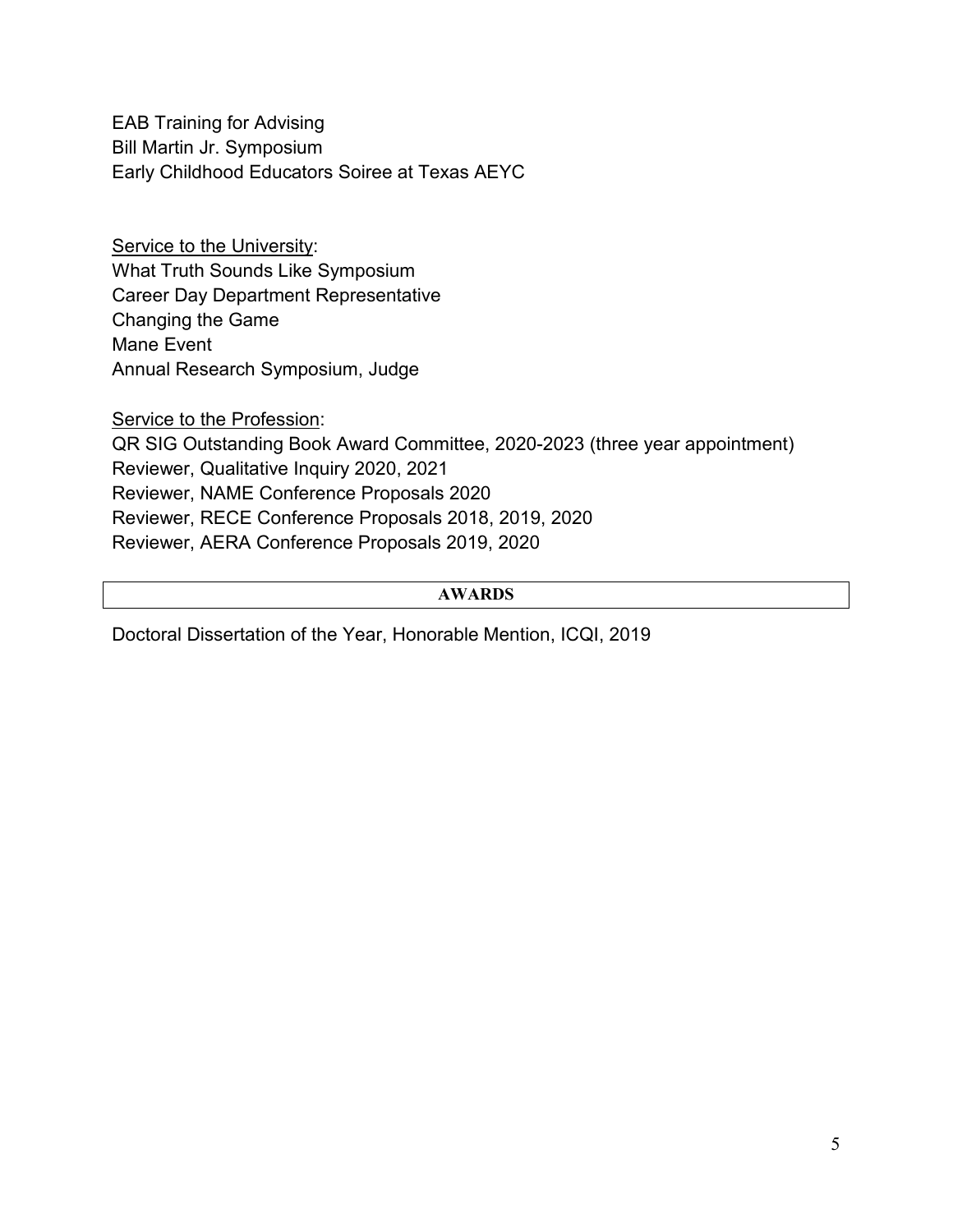EAB Training for Advising
Bill Martin Jr. Symposium
Early Childhood Educators Soiree at Texas AEYC

Service to the University:
What Truth Sounds Like Symposium
Career Day Department Representative
Changing the Game
Mane Event
Annual Research Symposium, Judge

Service to the Profession:
QR SIG Outstanding Book Award Committee, 2020-2023 (three year appointment)
Reviewer, Qualitative Inquiry 2020, 2021
Reviewer, NAME Conference Proposals 2020
Reviewer, RECE Conference Proposals 2018, 2019, 2020
Reviewer, AERA Conference Proposals 2019, 2020

## AWARDS

Doctoral Dissertation of the Year, Honorable Mention, ICQI, 2019